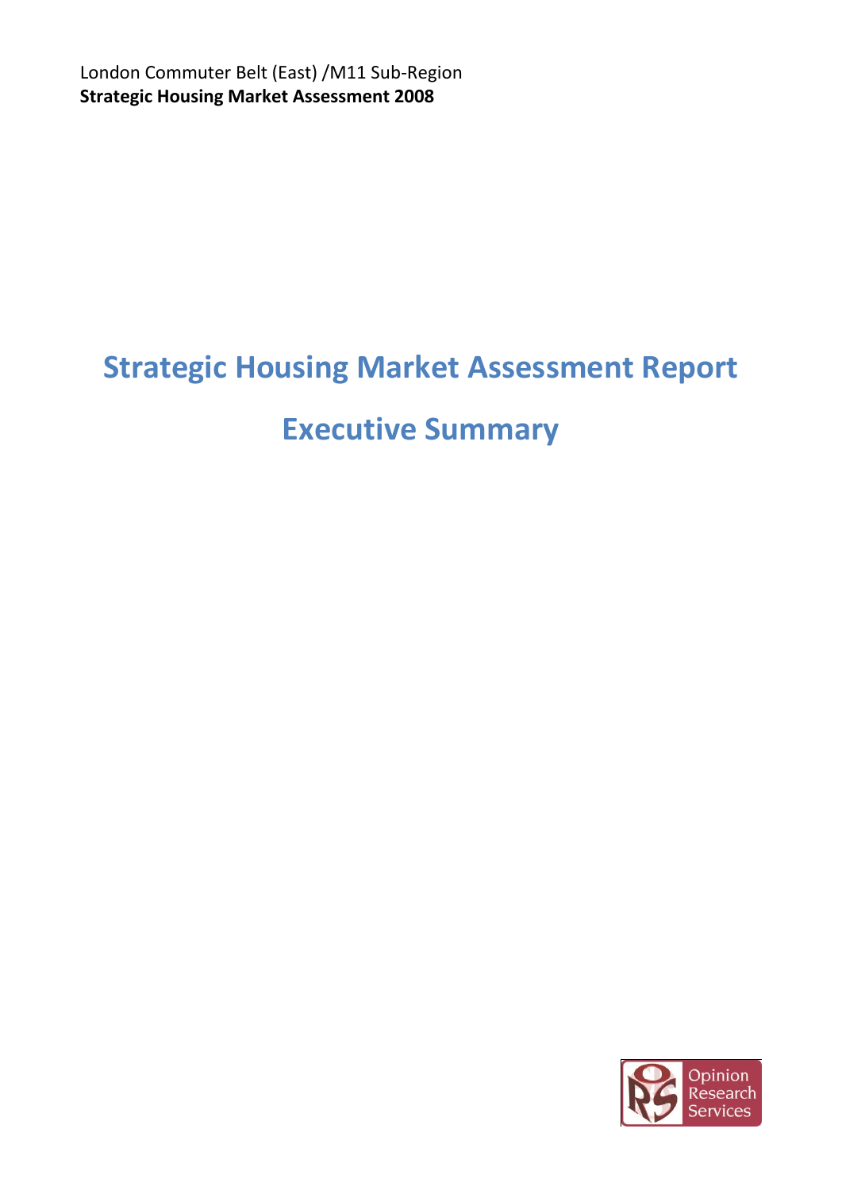London Commuter Belt (East) /M11 Sub-Region
**Strategic Housing Market Assessment 2008**

# Strategic Housing Market Assessment Report

# Executive Summary

Opinion Research Services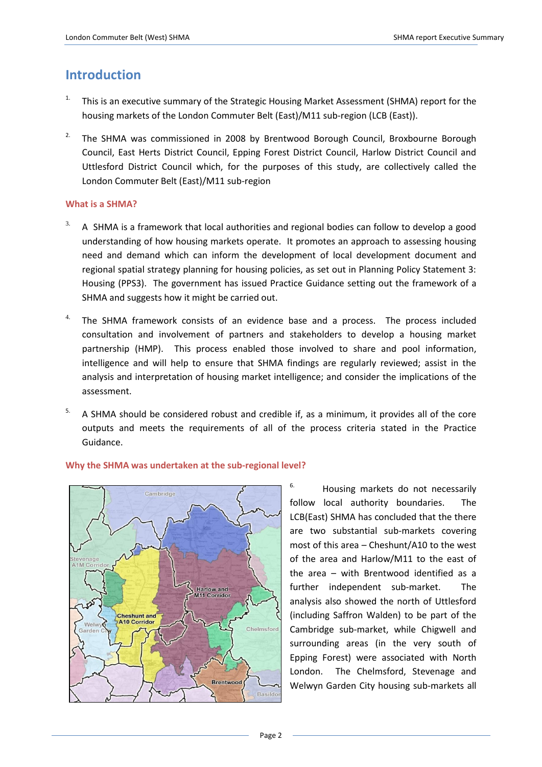# Introduction

1. This is an executive summary of the Strategic Housing Market Assessment (SHMA) report for the housing markets of the London Commuter Belt (East)/M11 sub-region (LCB (East)).

2. The SHMA was commissioned in 2008 by Brentwood Borough Council, Broxbourne Borough Council, East Herts District Council, Epping Forest District Council, Harlow District Council and Uttlesford District Council which, for the purposes of this study, are collectively called the London Commuter Belt (East)/M11 sub-region

## What is a SHMA?

3. A SHMA is a framework that local authorities and regional bodies can follow to develop a good understanding of how housing markets operate. It promotes an approach to assessing housing need and demand which can inform the development of local development document and regional spatial strategy planning for housing policies, as set out in Planning Policy Statement 3: Housing (PPS3). The government has issued Practice Guidance setting out the framework of a SHMA and suggests how it might be carried out.

4. The SHMA framework consists of an evidence base and a process. The process included consultation and involvement of partners and stakeholders to develop a housing market partnership (HMP). This process enabled those involved to share and pool information, intelligence and will help to ensure that SHMA findings are regularly reviewed; assist in the analysis and interpretation of housing market intelligence; and consider the implications of the assessment.

5. A SHMA should be considered robust and credible if, as a minimum, it provides all of the core outputs and meets the requirements of all of the process criteria stated in the Practice Guidance.

## Why the SHMA was undertaken at the sub-regional level?

6. Housing markets do not necessarily follow local authority boundaries. The LCB(East) SHMA has concluded that the there are two substantial sub-markets covering most of this area – Cheshunt/A10 to the west of the area and Harlow/M11 to the east of the area – with Brentwood identified as a further independent sub-market. The analysis also showed the north of Uttlesford (including Saffron Walden) to be part of the Cambridge sub-market, while Chigwell and surrounding areas (in the very south of Epping Forest) were associated with North London. The Chelmsford, Stevenage and Welwyn Garden City housing sub-markets all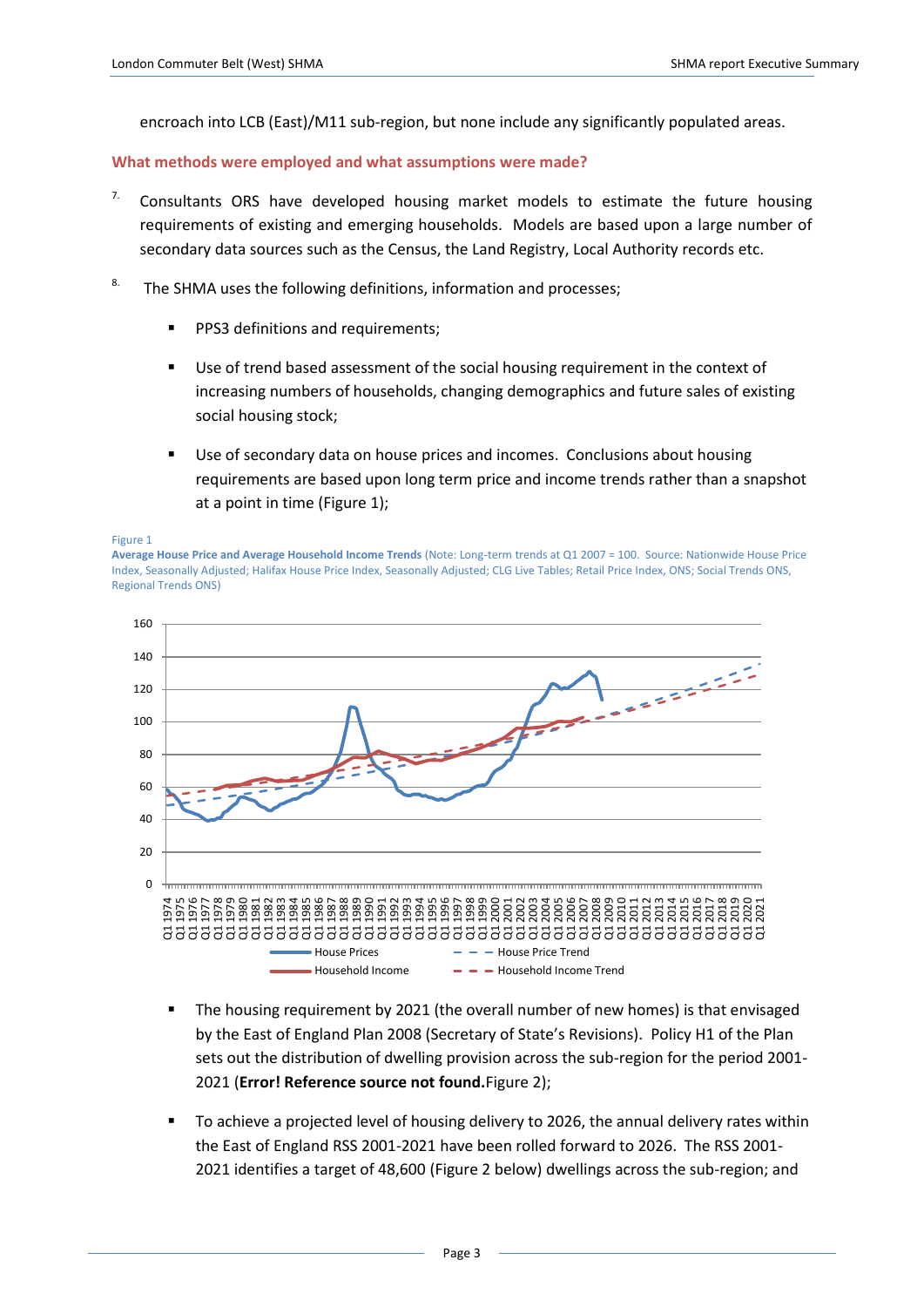encroach into LCB (East)/M11 sub-region, but none include any significantly populated areas.

## What methods were employed and what assumptions were made?

7. Consultants ORS have developed housing market models to estimate the future housing requirements of existing and emerging households. Models are based upon a large number of secondary data sources such as the Census, the Land Registry, Local Authority records etc.

8. The SHMA uses the following definitions, information and processes;

   - PPS3 definitions and requirements;
   - Use of trend based assessment of the social housing requirement in the context of increasing numbers of households, changing demographics and future sales of existing social housing stock;
   - Use of secondary data on house prices and incomes. Conclusions about housing requirements are based upon long term price and income trends rather than a snapshot at a point in time (Figure 1);

Figure 1

**Average House Price and Average Household Income Trends** (Note: Long-term trends at Q1 2007 = 100. Source: Nationwide House Price Index, Seasonally Adjusted; Halifax House Price Index, Seasonally Adjusted; CLG Live Tables; Retail Price Index, ONS; Social Trends ONS, Regional Trends ONS)

   - The housing requirement by 2021 (the overall number of new homes) is that envisaged by the East of England Plan 2008 (Secretary of State's Revisions). Policy H1 of the Plan sets out the distribution of dwelling provision across the sub-region for the period 2001-2021 (**Error! Reference source not found.**Figure 2);
   - To achieve a projected level of housing delivery to 2026, the annual delivery rates within the East of England RSS 2001-2021 have been rolled forward to 2026. The RSS 2001-2021 identifies a target of 48,600 (Figure 2 below) dwellings across the sub-region; and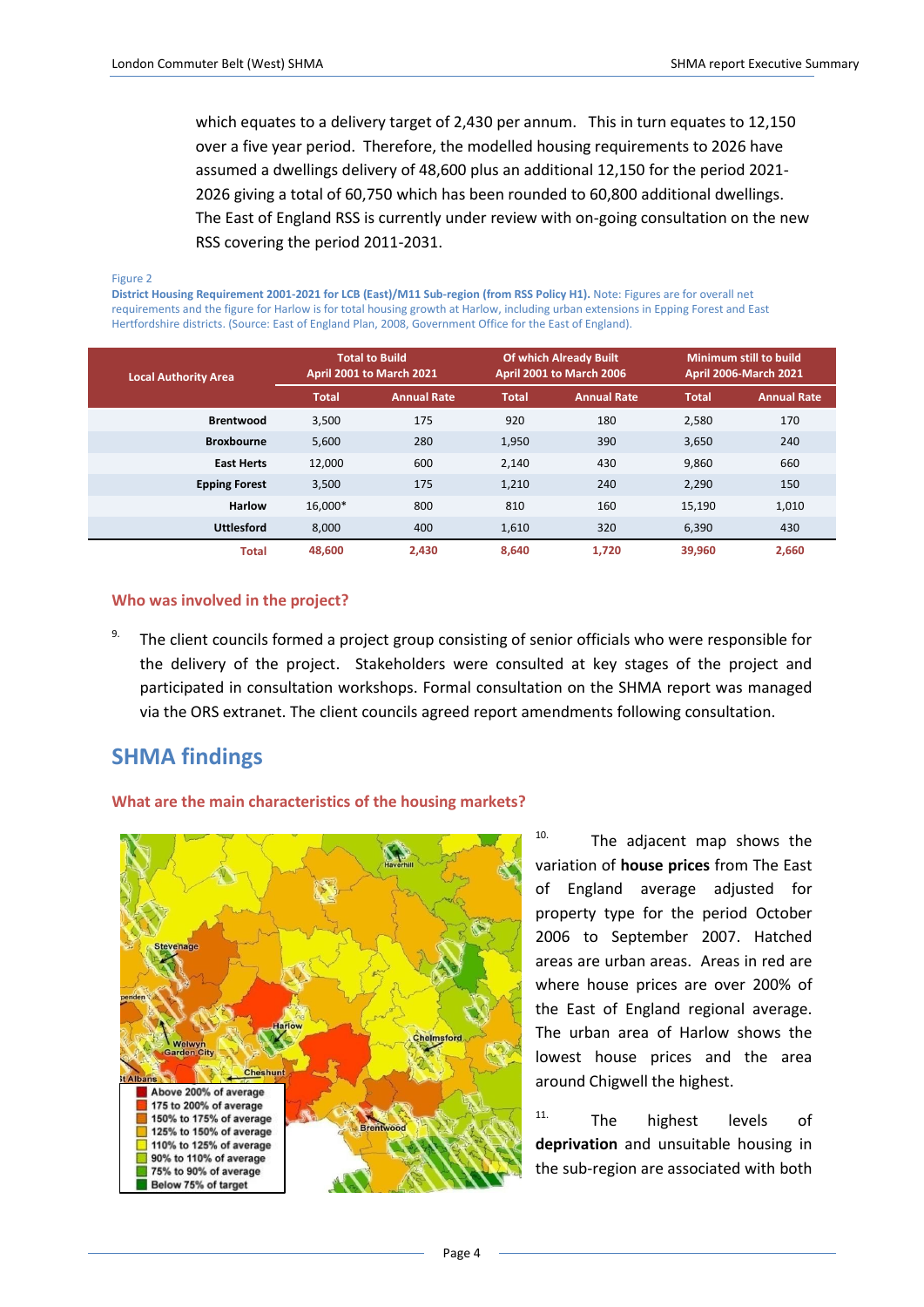which equates to a delivery target of 2,430 per annum. This in turn equates to 12,150 over a five year period. Therefore, the modelled housing requirements to 2026 have assumed a dwellings delivery of 48,600 plus an additional 12,150 for the period 2021-2026 giving a total of 60,750 which has been rounded to 60,800 additional dwellings. The East of England RSS is currently under review with on-going consultation on the new RSS covering the period 2011-2031.

Figure 2

**District Housing Requirement 2001-2021 for LCB (East)/M11 Sub-region (from RSS Policy H1).** Note: Figures are for overall net requirements and the figure for Harlow is for total housing growth at Harlow, including urban extensions in Epping Forest and East Hertfordshire districts. (Source: East of England Plan, 2008, Government Office for the East of England).

| Local Authority Area | Total to Build April 2001 to March 2021 | | Of which Already Built April 2001 to March 2006 | | Minimum still to build April 2006-March 2021 | |
|---|---|---|---|---|---|---|
| | Total | Annual Rate | Total | Annual Rate | Total | Annual Rate |
| Brentwood | 3,500 | 175 | 920 | 180 | 2,580 | 170 |
| Broxbourne | 5,600 | 280 | 1,950 | 390 | 3,650 | 240 |
| East Herts | 12,000 | 600 | 2,140 | 430 | 9,860 | 660 |
| Epping Forest | 3,500 | 175 | 1,210 | 240 | 2,290 | 150 |
| Harlow | 16,000* | 800 | 810 | 160 | 15,190 | 1,010 |
| Uttlesford | 8,000 | 400 | 1,610 | 320 | 6,390 | 430 |
| **Total** | **48,600** | **2,430** | **8,640** | **1,720** | **39,960** | **2,660** |

### Who was involved in the project?

9. The client councils formed a project group consisting of senior officials who were responsible for the delivery of the project. Stakeholders were consulted at key stages of the project and participated in consultation workshops. Formal consultation on the SHMA report was managed via the ORS extranet. The client councils agreed report amendments following consultation.

## SHMA findings

### What are the main characteristics of the housing markets?

10. The adjacent map shows the variation of **house prices** from The East of England average adjusted for property type for the period October 2006 to September 2007. Hatched areas are urban areas. Areas in red are where house prices are over 200% of the East of England regional average. The urban area of Harlow shows the lowest house prices and the area around Chigwell the highest.

11. The highest levels of **deprivation** and unsuitable housing in the sub-region are associated with both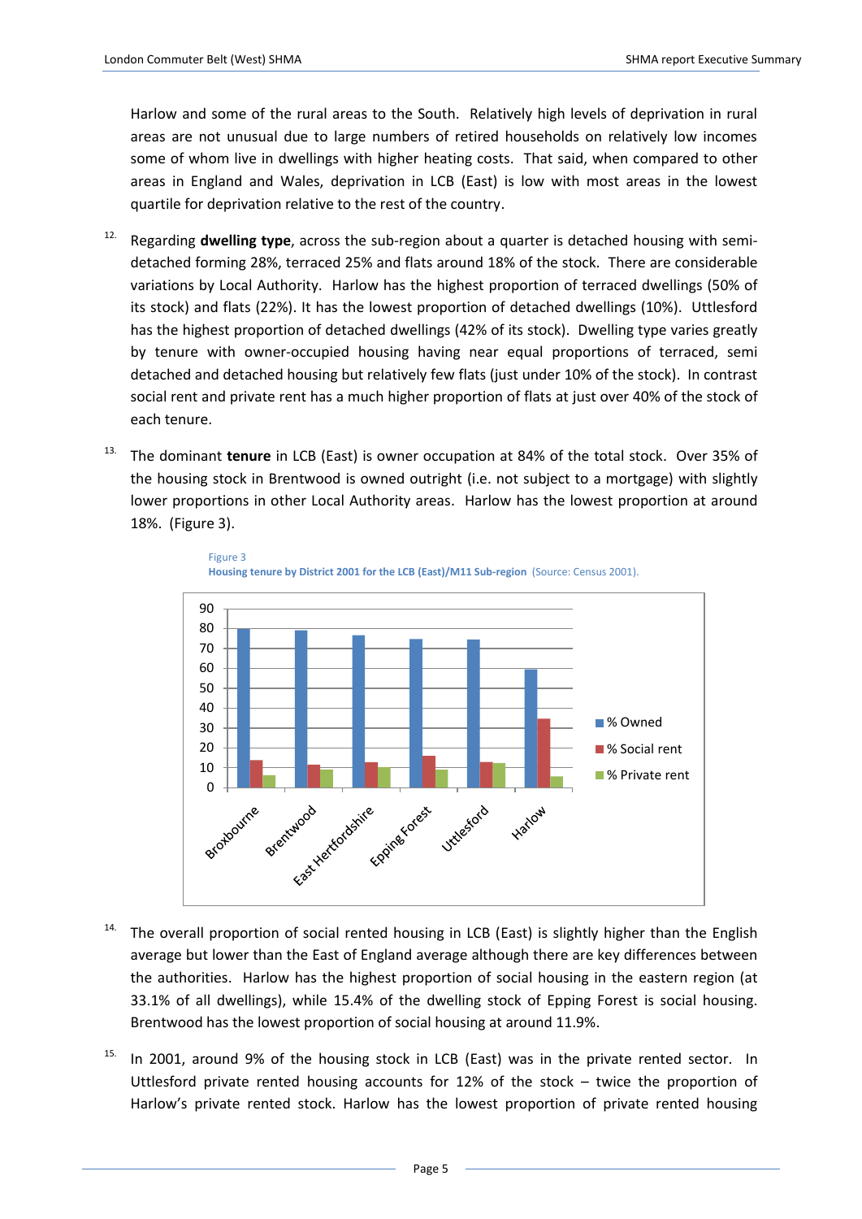Harlow and some of the rural areas to the South. Relatively high levels of deprivation in rural areas are not unusual due to large numbers of retired households on relatively low incomes some of whom live in dwellings with higher heating costs. That said, when compared to other areas in England and Wales, deprivation in LCB (East) is low with most areas in the lowest quartile for deprivation relative to the rest of the country.

12. Regarding **dwelling type**, across the sub-region about a quarter is detached housing with semi-detached forming 28%, terraced 25% and flats around 18% of the stock. There are considerable variations by Local Authority. Harlow has the highest proportion of terraced dwellings (50% of its stock) and flats (22%). It has the lowest proportion of detached dwellings (10%). Uttlesford has the highest proportion of detached dwellings (42% of its stock). Dwelling type varies greatly by tenure with owner-occupied housing having near equal proportions of terraced, semi detached and detached housing but relatively few flats (just under 10% of the stock). In contrast social rent and private rent has a much higher proportion of flats at just over 40% of the stock of each tenure.

13. The dominant **tenure** in LCB (East) is owner occupation at 84% of the total stock. Over 35% of the housing stock in Brentwood is owned outright (i.e. not subject to a mortgage) with slightly lower proportions in other Local Authority areas. Harlow has the lowest proportion at around 18%. (Figure 3).

Figure 3
**Housing tenure by District 2001 for the LCB (East)/M11 Sub-region** (Source: Census 2001).

| District | % Owned | % Social rent | % Private rent |
|---|---|---|---|
| Broxbourne | 80 | 14 | 6 |
| Brentwood | 79 | 12 | 9 |
| East Hertfordshire | 77 | 13 | 10 |
| Epping Forest | 75 | 16 | 9 |
| Uttlesford | 75 | 13 | 12 |
| Harlow | 60 | 35 | 6 |

14. The overall proportion of social rented housing in LCB (East) is slightly higher than the English average but lower than the East of England average although there are key differences between the authorities. Harlow has the highest proportion of social housing in the eastern region (at 33.1% of all dwellings), while 15.4% of the dwelling stock of Epping Forest is social housing. Brentwood has the lowest proportion of social housing at around 11.9%.

15. In 2001, around 9% of the housing stock in LCB (East) was in the private rented sector. In Uttlesford private rented housing accounts for 12% of the stock – twice the proportion of Harlow's private rented stock. Harlow has the lowest proportion of private rented housing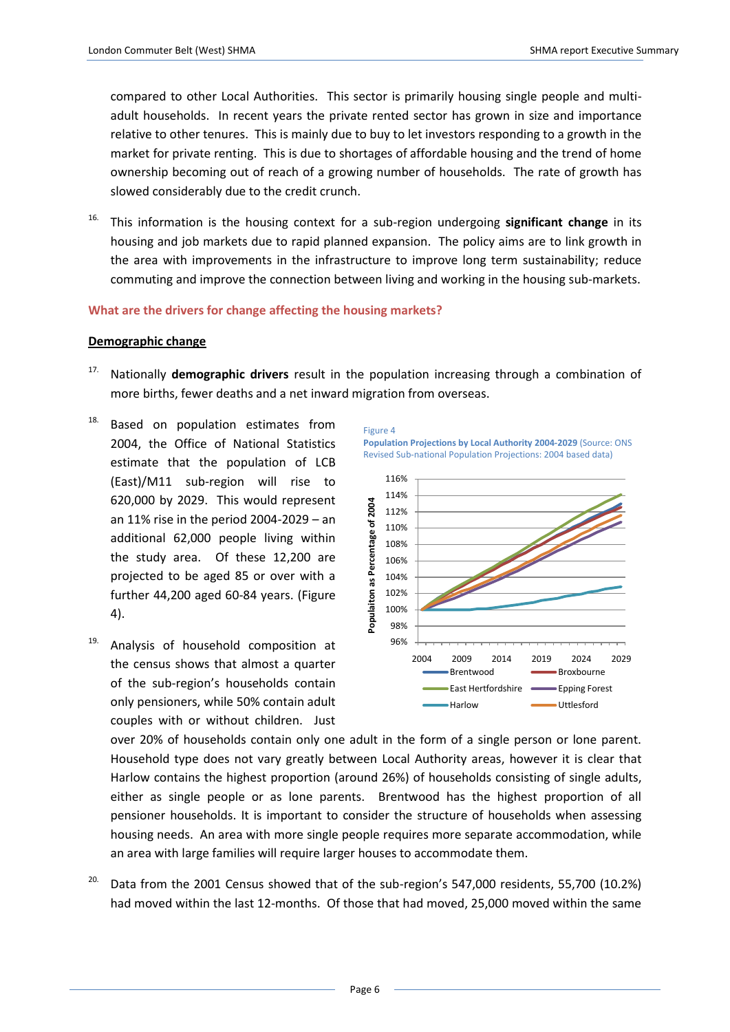compared to other Local Authorities. This sector is primarily housing single people and multi-adult households. In recent years the private rented sector has grown in size and importance relative to other tenures. This is mainly due to buy to let investors responding to a growth in the market for private renting. This is due to shortages of affordable housing and the trend of home ownership becoming out of reach of a growing number of households. The rate of growth has slowed considerably due to the credit crunch.

16. This information is the housing context for a sub-region undergoing **significant change** in its housing and job markets due to rapid planned expansion. The policy aims are to link growth in the area with improvements in the infrastructure to improve long term sustainability; reduce commuting and improve the connection between living and working in the housing sub-markets.

## What are the drivers for change affecting the housing markets?

### Demographic change

17. Nationally **demographic drivers** result in the population increasing through a combination of more births, fewer deaths and a net inward migration from overseas.

18. Based on population estimates from 2004, the Office of National Statistics estimate that the population of LCB (East)/M11 sub-region will rise to 620,000 by 2029. This would represent an 11% rise in the period 2004-2029 – an additional 62,000 people living within the study area. Of these 12,200 are projected to be aged 85 or over with a further 44,200 aged 60-84 years. (Figure 4).

Figure 4

**Population Projections by Local Authority 2004-2029** (Source: ONS Revised Sub-national Population Projections: 2004 based data)

19. Analysis of household composition at the census shows that almost a quarter of the sub-region's households contain only pensioners, while 50% contain adult couples with or without children. Just over 20% of households contain only one adult in the form of a single person or lone parent. Household type does not vary greatly between Local Authority areas, however it is clear that Harlow contains the highest proportion (around 26%) of households consisting of single adults, either as single people or as lone parents. Brentwood has the highest proportion of all pensioner households. It is important to consider the structure of households when assessing housing needs. An area with more single people requires more separate accommodation, while an area with large families will require larger houses to accommodate them.

20. Data from the 2001 Census showed that of the sub-region's 547,000 residents, 55,700 (10.2%) had moved within the last 12-months. Of those that had moved, 25,000 moved within the same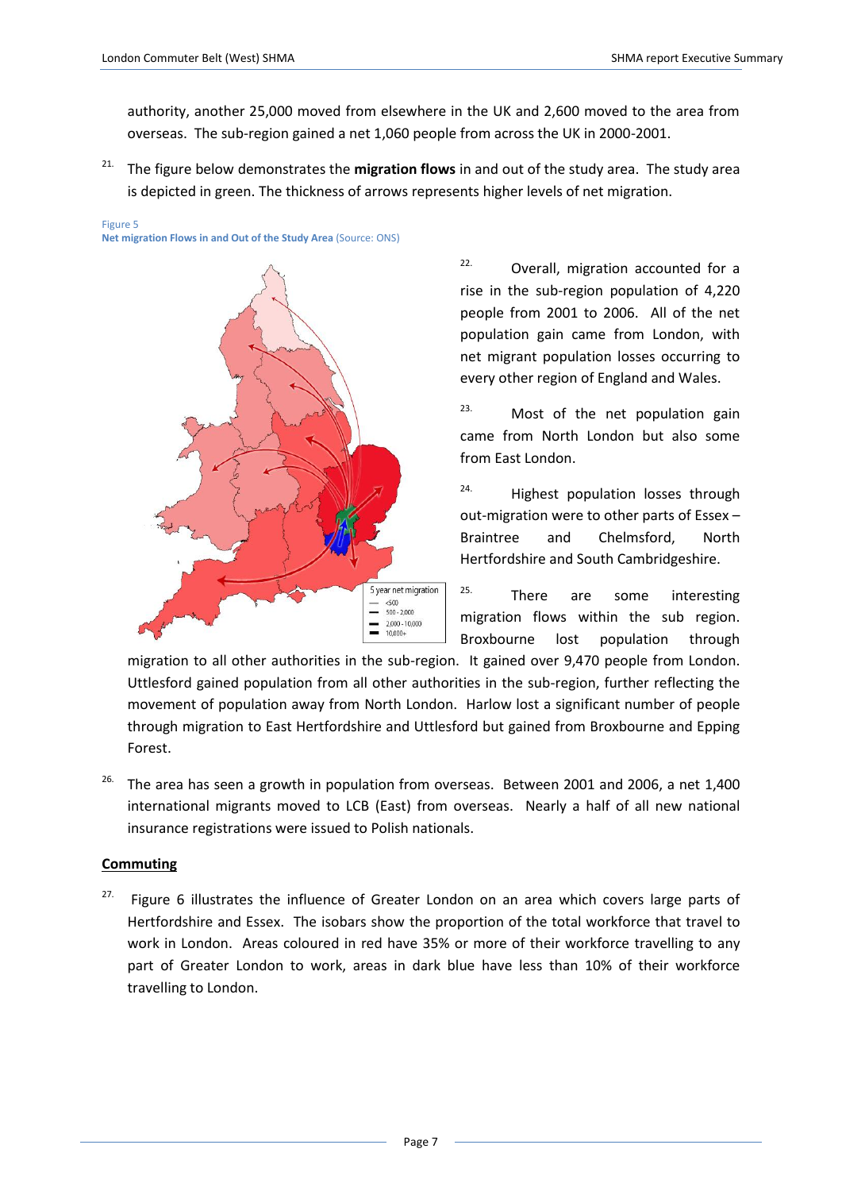authority, another 25,000 moved from elsewhere in the UK and 2,600 moved to the area from overseas. The sub-region gained a net 1,060 people from across the UK in 2000-2001.

21. The figure below demonstrates the **migration flows** in and out of the study area. The study area is depicted in green. The thickness of arrows represents higher levels of net migration.

Figure 5
**Net migration Flows in and Out of the Study Area** (Source: ONS)

22. Overall, migration accounted for a rise in the sub-region population of 4,220 people from 2001 to 2006. All of the net population gain came from London, with net migrant population losses occurring to every other region of England and Wales.

23. Most of the net population gain came from North London but also some from East London.

24. Highest population losses through out-migration were to other parts of Essex – Braintree and Chelmsford, North Hertfordshire and South Cambridgeshire.

25. There are some interesting migration flows within the sub region. Broxbourne lost population through migration to all other authorities in the sub-region. It gained over 9,470 people from London. Uttlesford gained population from all other authorities in the sub-region, further reflecting the movement of population away from North London. Harlow lost a significant number of people through migration to East Hertfordshire and Uttlesford but gained from Broxbourne and Epping Forest.

26. The area has seen a growth in population from overseas. Between 2001 and 2006, a net 1,400 international migrants moved to LCB (East) from overseas. Nearly a half of all new national insurance registrations were issued to Polish nationals.

## Commuting

27. Figure 6 illustrates the influence of Greater London on an area which covers large parts of Hertfordshire and Essex. The isobars show the proportion of the total workforce that travel to work in London. Areas coloured in red have 35% or more of their workforce travelling to any part of Greater London to work, areas in dark blue have less than 10% of their workforce travelling to London.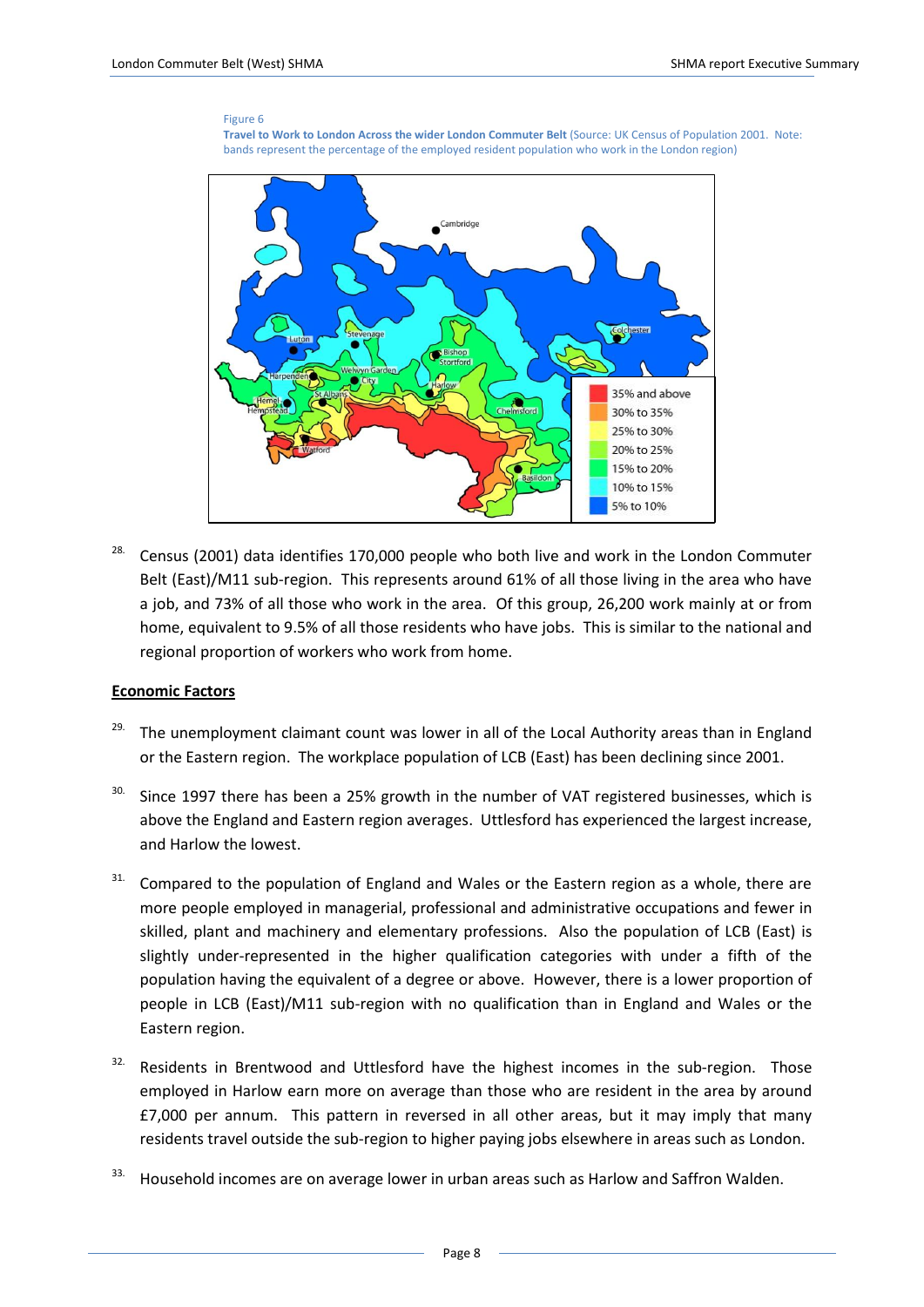Figure 6

**Travel to Work to London Across the wider London Commuter Belt** (Source: UK Census of Population 2001. Note: bands represent the percentage of the employed resident population who work in the London region)

28. Census (2001) data identifies 170,000 people who both live and work in the London Commuter Belt (East)/M11 sub-region. This represents around 61% of all those living in the area who have a job, and 73% of all those who work in the area. Of this group, 26,200 work mainly at or from home, equivalent to 9.5% of all those residents who have jobs. This is similar to the national and regional proportion of workers who work from home.

## Economic Factors

29. The unemployment claimant count was lower in all of the Local Authority areas than in England or the Eastern region. The workplace population of LCB (East) has been declining since 2001.

30. Since 1997 there has been a 25% growth in the number of VAT registered businesses, which is above the England and Eastern region averages. Uttlesford has experienced the largest increase, and Harlow the lowest.

31. Compared to the population of England and Wales or the Eastern region as a whole, there are more people employed in managerial, professional and administrative occupations and fewer in skilled, plant and machinery and elementary professions. Also the population of LCB (East) is slightly under-represented in the higher qualification categories with under a fifth of the population having the equivalent of a degree or above. However, there is a lower proportion of people in LCB (East)/M11 sub-region with no qualification than in England and Wales or the Eastern region.

32. Residents in Brentwood and Uttlesford have the highest incomes in the sub-region. Those employed in Harlow earn more on average than those who are resident in the area by around £7,000 per annum. This pattern in reversed in all other areas, but it may imply that many residents travel outside the sub-region to higher paying jobs elsewhere in areas such as London.

33. Household incomes are on average lower in urban areas such as Harlow and Saffron Walden.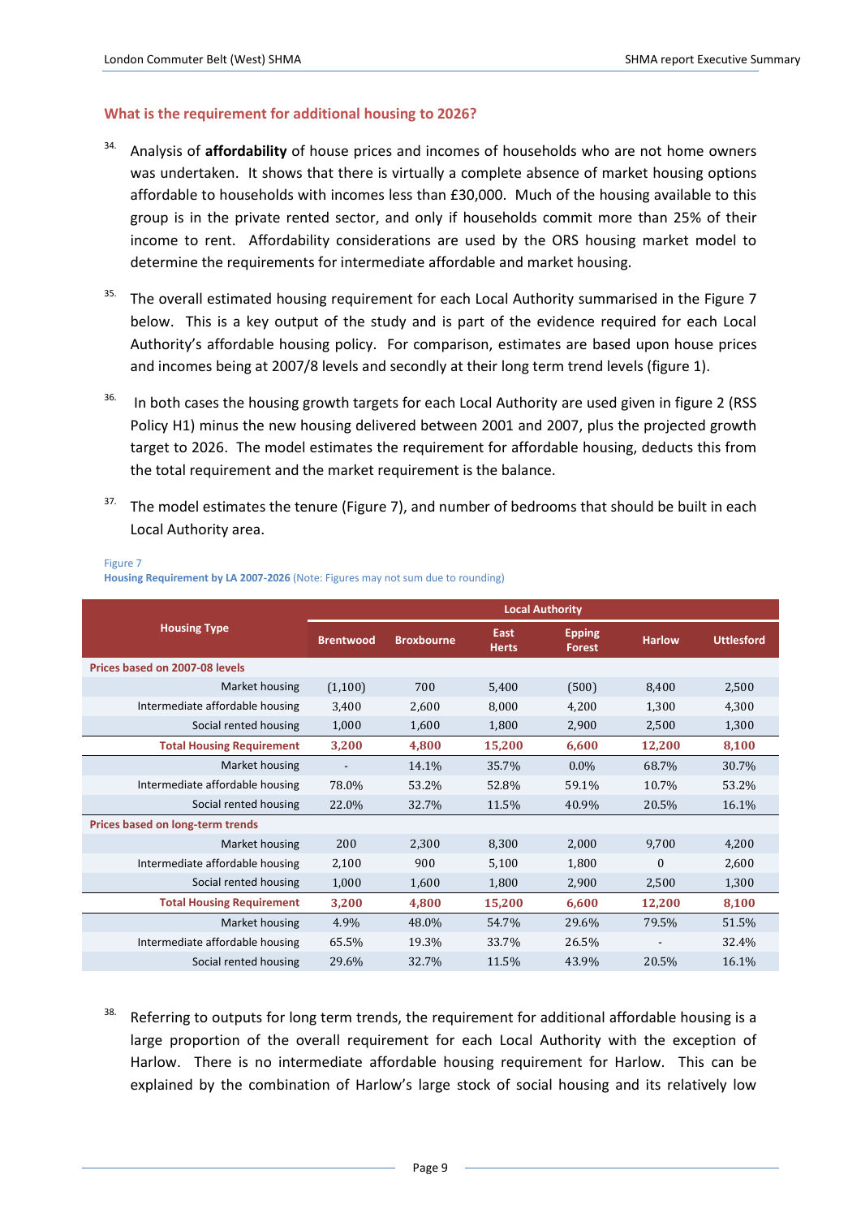### What is the requirement for additional housing to 2026?

34. Analysis of **affordability** of house prices and incomes of households who are not home owners was undertaken. It shows that there is virtually a complete absence of market housing options affordable to households with incomes less than £30,000. Much of the housing available to this group is in the private rented sector, and only if households commit more than 25% of their income to rent. Affordability considerations are used by the ORS housing market model to determine the requirements for intermediate affordable and market housing.

35. The overall estimated housing requirement for each Local Authority summarised in the Figure 7 below. This is a key output of the study and is part of the evidence required for each Local Authority's affordable housing policy. For comparison, estimates are based upon house prices and incomes being at 2007/8 levels and secondly at their long term trend levels (figure 1).

36. In both cases the housing growth targets for each Local Authority are used given in figure 2 (RSS Policy H1) minus the new housing delivered between 2001 and 2007, plus the projected growth target to 2026. The model estimates the requirement for affordable housing, deducts this from the total requirement and the market requirement is the balance.

37. The model estimates the tenure (Figure 7), and number of bedrooms that should be built in each Local Authority area.

Figure 7
**Housing Requirement by LA 2007-2026** (Note: Figures may not sum due to rounding)

| Housing Type | Local Authority | | | | | |
|---|---|---|---|---|---|---|
| | Brentwood | Broxbourne | East Herts | Epping Forest | Harlow | Uttlesford |
| **Prices based on 2007-08 levels** | | | | | | |
| Market housing | (1,100) | 700 | 5,400 | (500) | 8,400 | 2,500 |
| Intermediate affordable housing | 3,400 | 2,600 | 8,000 | 4,200 | 1,300 | 4,300 |
| Social rented housing | 1,000 | 1,600 | 1,800 | 2,900 | 2,500 | 1,300 |
| **Total Housing Requirement** | **3,200** | **4,800** | **15,200** | **6,600** | **12,200** | **8,100** |
| Market housing | - | 14.1% | 35.7% | 0.0% | 68.7% | 30.7% |
| Intermediate affordable housing | 78.0% | 53.2% | 52.8% | 59.1% | 10.7% | 53.2% |
| Social rented housing | 22.0% | 32.7% | 11.5% | 40.9% | 20.5% | 16.1% |
| **Prices based on long-term trends** | | | | | | |
| Market housing | 200 | 2,300 | 8,300 | 2,000 | 9,700 | 4,200 |
| Intermediate affordable housing | 2,100 | 900 | 5,100 | 1,800 | 0 | 2,600 |
| Social rented housing | 1,000 | 1,600 | 1,800 | 2,900 | 2,500 | 1,300 |
| **Total Housing Requirement** | **3,200** | **4,800** | **15,200** | **6,600** | **12,200** | **8,100** |
| Market housing | 4.9% | 48.0% | 54.7% | 29.6% | 79.5% | 51.5% |
| Intermediate affordable housing | 65.5% | 19.3% | 33.7% | 26.5% | - | 32.4% |
| Social rented housing | 29.6% | 32.7% | 11.5% | 43.9% | 20.5% | 16.1% |

38. Referring to outputs for long term trends, the requirement for additional affordable housing is a large proportion of the overall requirement for each Local Authority with the exception of Harlow. There is no intermediate affordable housing requirement for Harlow. This can be explained by the combination of Harlow's large stock of social housing and its relatively low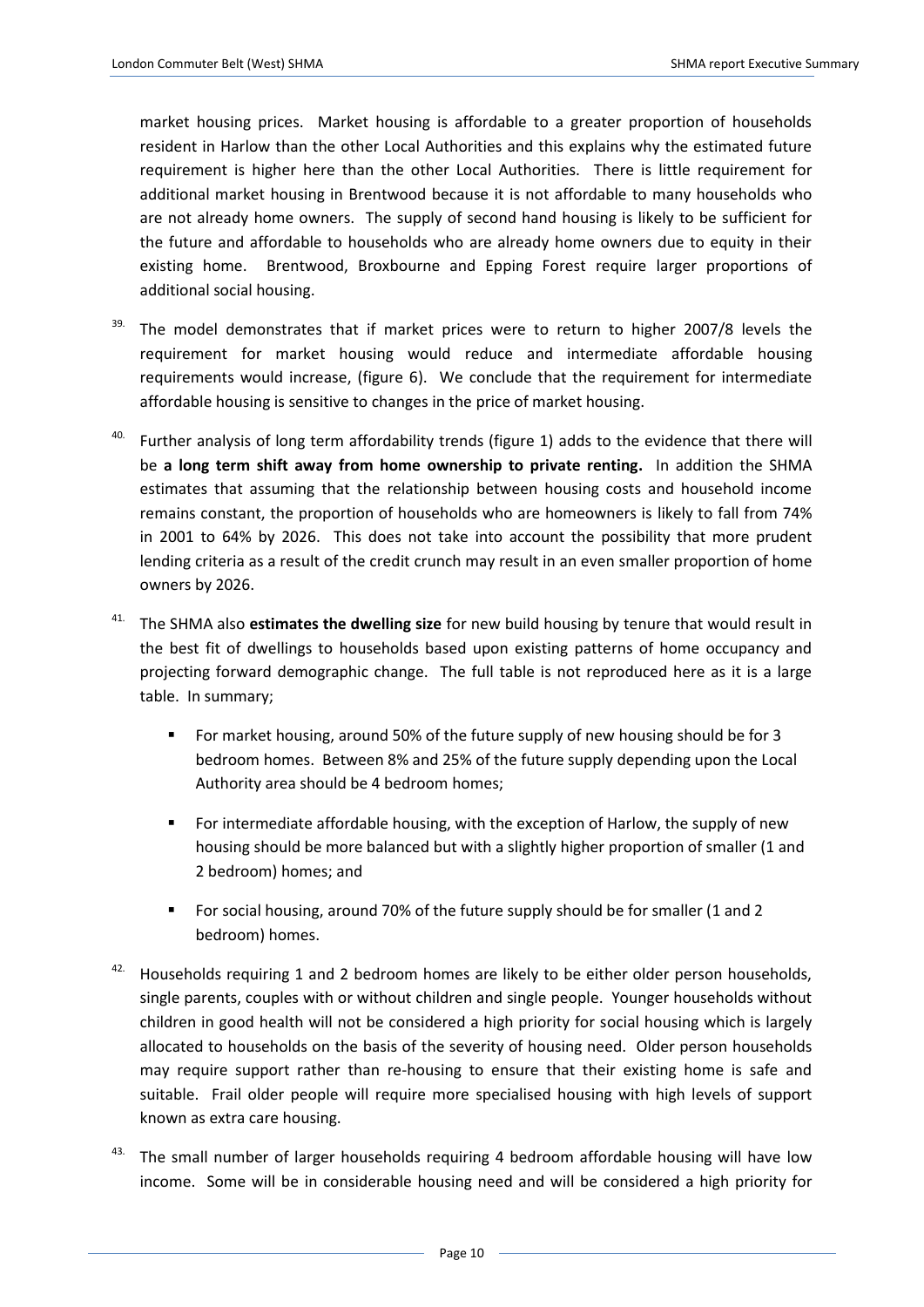market housing prices. Market housing is affordable to a greater proportion of households resident in Harlow than the other Local Authorities and this explains why the estimated future requirement is higher here than the other Local Authorities. There is little requirement for additional market housing in Brentwood because it is not affordable to many households who are not already home owners. The supply of second hand housing is likely to be sufficient for the future and affordable to households who are already home owners due to equity in their existing home. Brentwood, Broxbourne and Epping Forest require larger proportions of additional social housing.

39. The model demonstrates that if market prices were to return to higher 2007/8 levels the requirement for market housing would reduce and intermediate affordable housing requirements would increase, (figure 6). We conclude that the requirement for intermediate affordable housing is sensitive to changes in the price of market housing.

40. Further analysis of long term affordability trends (figure 1) adds to the evidence that there will be **a long term shift away from home ownership to private renting.** In addition the SHMA estimates that assuming that the relationship between housing costs and household income remains constant, the proportion of households who are homeowners is likely to fall from 74% in 2001 to 64% by 2026. This does not take into account the possibility that more prudent lending criteria as a result of the credit crunch may result in an even smaller proportion of home owners by 2026.

41. The SHMA also **estimates the dwelling size** for new build housing by tenure that would result in the best fit of dwellings to households based upon existing patterns of home occupancy and projecting forward demographic change. The full table is not reproduced here as it is a large table. In summary;

- For market housing, around 50% of the future supply of new housing should be for 3 bedroom homes. Between 8% and 25% of the future supply depending upon the Local Authority area should be 4 bedroom homes;
- For intermediate affordable housing, with the exception of Harlow, the supply of new housing should be more balanced but with a slightly higher proportion of smaller (1 and 2 bedroom) homes; and
- For social housing, around 70% of the future supply should be for smaller (1 and 2 bedroom) homes.

42. Households requiring 1 and 2 bedroom homes are likely to be either older person households, single parents, couples with or without children and single people. Younger households without children in good health will not be considered a high priority for social housing which is largely allocated to households on the basis of the severity of housing need. Older person households may require support rather than re-housing to ensure that their existing home is safe and suitable. Frail older people will require more specialised housing with high levels of support known as extra care housing.

43. The small number of larger households requiring 4 bedroom affordable housing will have low income. Some will be in considerable housing need and will be considered a high priority for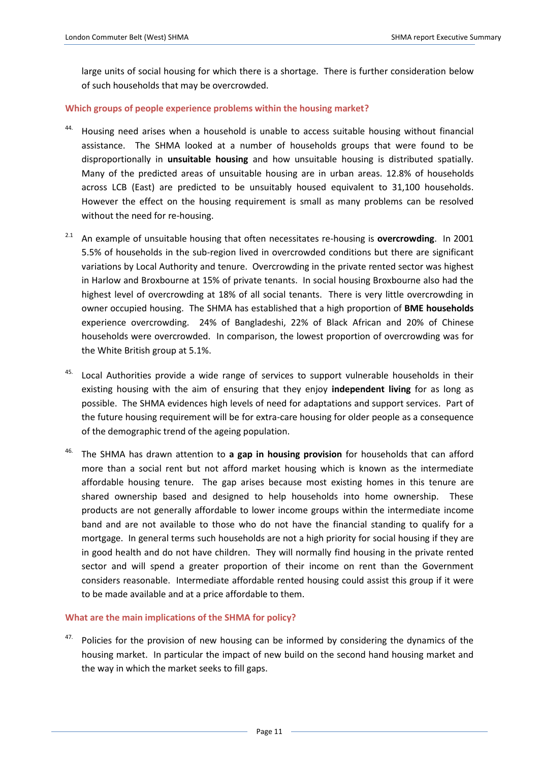large units of social housing for which there is a shortage. There is further consideration below of such households that may be overcrowded.

### Which groups of people experience problems within the housing market?

44. Housing need arises when a household is unable to access suitable housing without financial assistance. The SHMA looked at a number of households groups that were found to be disproportionally in **unsuitable housing** and how unsuitable housing is distributed spatially. Many of the predicted areas of unsuitable housing are in urban areas. 12.8% of households across LCB (East) are predicted to be unsuitably housed equivalent to 31,100 households. However the effect on the housing requirement is small as many problems can be resolved without the need for re-housing.

2.1 An example of unsuitable housing that often necessitates re-housing is **overcrowding**. In 2001 5.5% of households in the sub-region lived in overcrowded conditions but there are significant variations by Local Authority and tenure. Overcrowding in the private rented sector was highest in Harlow and Broxbourne at 15% of private tenants. In social housing Broxbourne also had the highest level of overcrowding at 18% of all social tenants. There is very little overcrowding in owner occupied housing. The SHMA has established that a high proportion of **BME households** experience overcrowding. 24% of Bangladeshi, 22% of Black African and 20% of Chinese households were overcrowded. In comparison, the lowest proportion of overcrowding was for the White British group at 5.1%.

45. Local Authorities provide a wide range of services to support vulnerable households in their existing housing with the aim of ensuring that they enjoy **independent living** for as long as possible. The SHMA evidences high levels of need for adaptations and support services. Part of the future housing requirement will be for extra-care housing for older people as a consequence of the demographic trend of the ageing population.

46. The SHMA has drawn attention to **a gap in housing provision** for households that can afford more than a social rent but not afford market housing which is known as the intermediate affordable housing tenure. The gap arises because most existing homes in this tenure are shared ownership based and designed to help households into home ownership. These products are not generally affordable to lower income groups within the intermediate income band and are not available to those who do not have the financial standing to qualify for a mortgage. In general terms such households are not a high priority for social housing if they are in good health and do not have children. They will normally find housing in the private rented sector and will spend a greater proportion of their income on rent than the Government considers reasonable. Intermediate affordable rented housing could assist this group if it were to be made available and at a price affordable to them.

### What are the main implications of the SHMA for policy?

47. Policies for the provision of new housing can be informed by considering the dynamics of the housing market. In particular the impact of new build on the second hand housing market and the way in which the market seeks to fill gaps.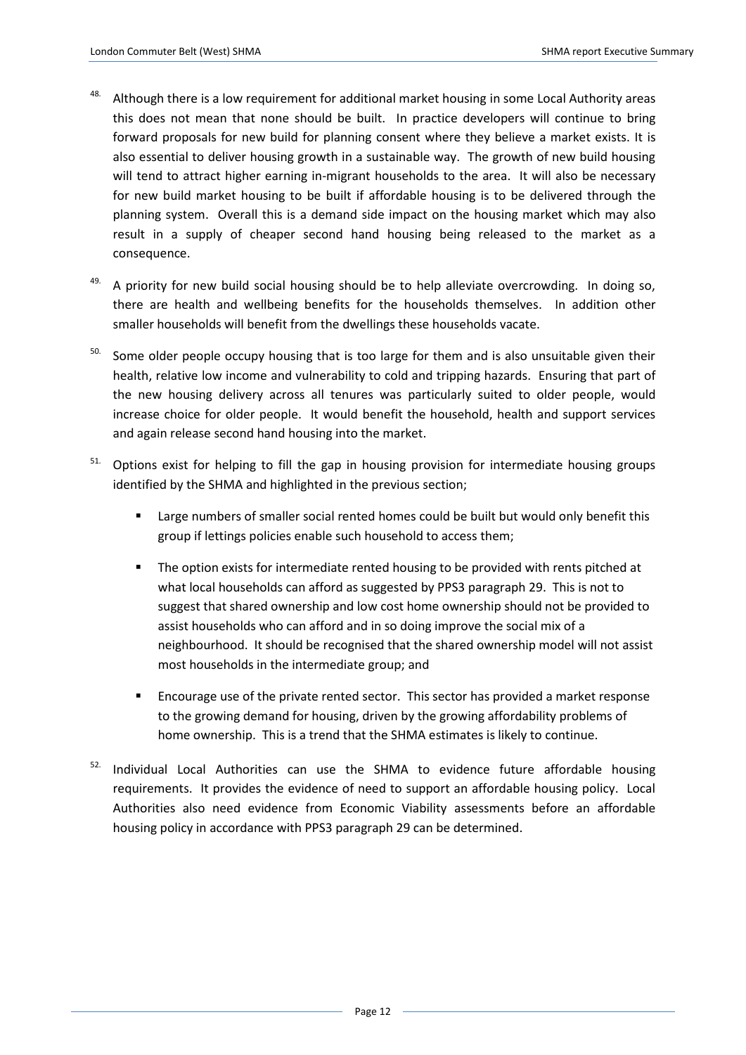48. Although there is a low requirement for additional market housing in some Local Authority areas this does not mean that none should be built. In practice developers will continue to bring forward proposals for new build for planning consent where they believe a market exists. It is also essential to deliver housing growth in a sustainable way. The growth of new build housing will tend to attract higher earning in-migrant households to the area. It will also be necessary for new build market housing to be built if affordable housing is to be delivered through the planning system. Overall this is a demand side impact on the housing market which may also result in a supply of cheaper second hand housing being released to the market as a consequence.

49. A priority for new build social housing should be to help alleviate overcrowding. In doing so, there are health and wellbeing benefits for the households themselves. In addition other smaller households will benefit from the dwellings these households vacate.

50. Some older people occupy housing that is too large for them and is also unsuitable given their health, relative low income and vulnerability to cold and tripping hazards. Ensuring that part of the new housing delivery across all tenures was particularly suited to older people, would increase choice for older people. It would benefit the household, health and support services and again release second hand housing into the market.

51. Options exist for helping to fill the gap in housing provision for intermediate housing groups identified by the SHMA and highlighted in the previous section;

   - Large numbers of smaller social rented homes could be built but would only benefit this group if lettings policies enable such household to access them;
   - The option exists for intermediate rented housing to be provided with rents pitched at what local households can afford as suggested by PPS3 paragraph 29. This is not to suggest that shared ownership and low cost home ownership should not be provided to assist households who can afford and in so doing improve the social mix of a neighbourhood. It should be recognised that the shared ownership model will not assist most households in the intermediate group; and
   - Encourage use of the private rented sector. This sector has provided a market response to the growing demand for housing, driven by the growing affordability problems of home ownership. This is a trend that the SHMA estimates is likely to continue.

52. Individual Local Authorities can use the SHMA to evidence future affordable housing requirements. It provides the evidence of need to support an affordable housing policy. Local Authorities also need evidence from Economic Viability assessments before an affordable housing policy in accordance with PPS3 paragraph 29 can be determined.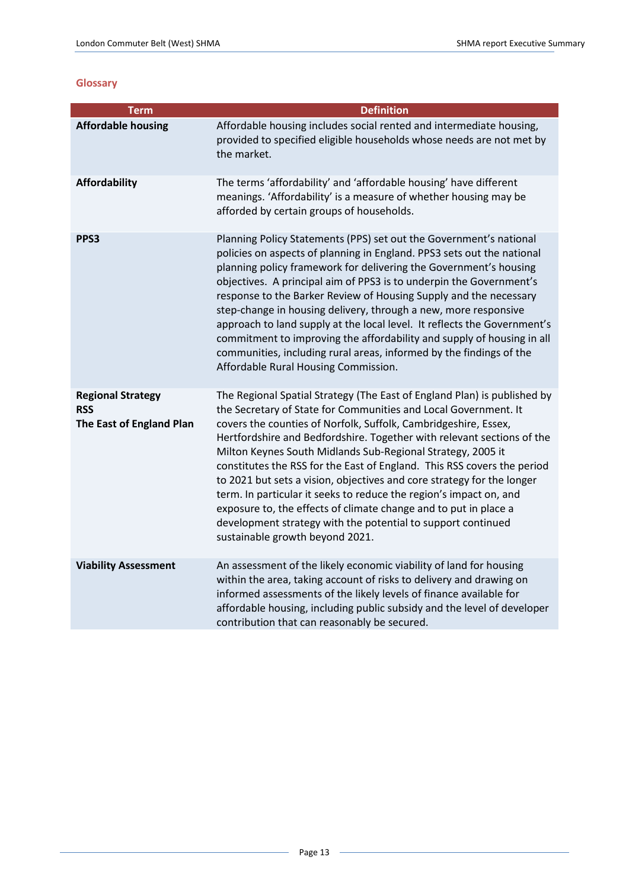## Glossary

| Term | Definition |
|---|---|
| **Affordable housing** | Affordable housing includes social rented and intermediate housing, provided to specified eligible households whose needs are not met by the market. |
| **Affordability** | The terms 'affordability' and 'affordable housing' have different meanings. 'Affordability' is a measure of whether housing may be afforded by certain groups of households. |
| **PPS3** | Planning Policy Statements (PPS) set out the Government's national policies on aspects of planning in England. PPS3 sets out the national planning policy framework for delivering the Government's housing objectives. A principal aim of PPS3 is to underpin the Government's response to the Barker Review of Housing Supply and the necessary step-change in housing delivery, through a new, more responsive approach to land supply at the local level. It reflects the Government's commitment to improving the affordability and supply of housing in all communities, including rural areas, informed by the findings of the Affordable Rural Housing Commission. |
| **Regional Strategy**<br>**RSS**<br>**The East of England Plan** | The Regional Spatial Strategy (The East of England Plan) is published by the Secretary of State for Communities and Local Government. It covers the counties of Norfolk, Suffolk, Cambridgeshire, Essex, Hertfordshire and Bedfordshire. Together with relevant sections of the Milton Keynes South Midlands Sub-Regional Strategy, 2005 it constitutes the RSS for the East of England. This RSS covers the period to 2021 but sets a vision, objectives and core strategy for the longer term. In particular it seeks to reduce the region's impact on, and exposure to, the effects of climate change and to put in place a development strategy with the potential to support continued sustainable growth beyond 2021. |
| **Viability Assessment** | An assessment of the likely economic viability of land for housing within the area, taking account of risks to delivery and drawing on informed assessments of the likely levels of finance available for affordable housing, including public subsidy and the level of developer contribution that can reasonably be secured. |